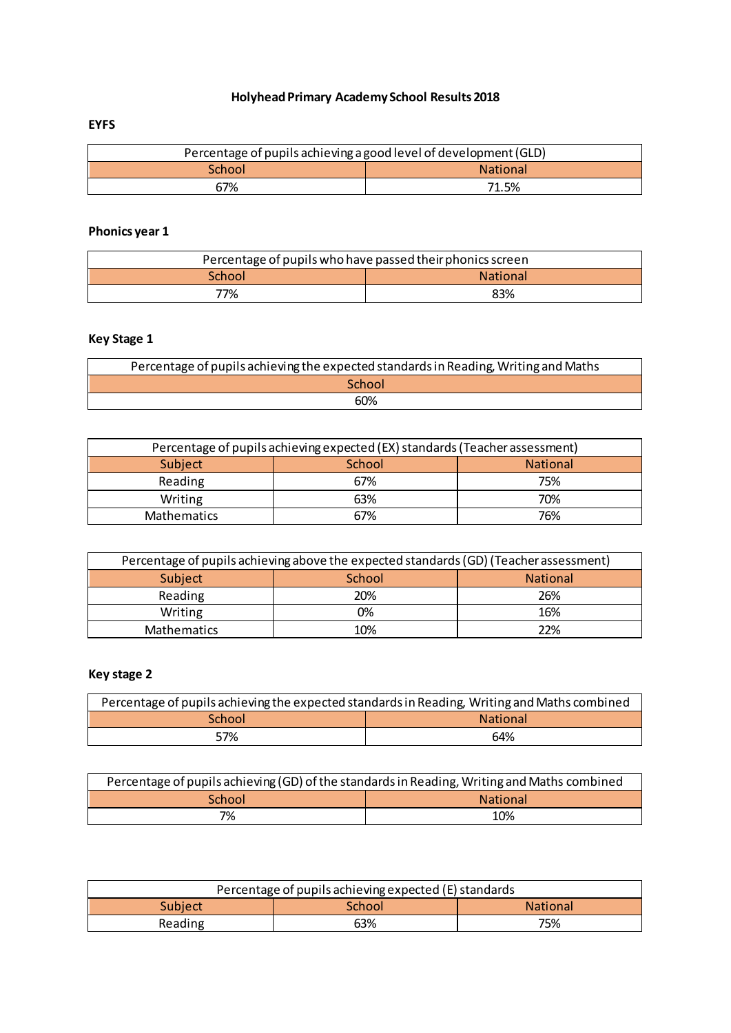# Holyhead Primary Academy School Results 2018

## EYFS

| Percentage of pupils achieving a good level of development (GLD) | |
|---|---|
| School | National |
| 67% | 71.5% |

## Phonics year 1

| Percentage of pupils who have passed their phonics screen | |
|---|---|
| School | National |
| 77% | 83% |

## Key Stage 1

| Percentage of pupils achieving the expected standards in Reading, Writing and Maths |
|---|
| School |
| 60% |

| Percentage of pupils achieving expected (EX) standards (Teacher assessment) | | |
|---|---|---|
| Subject | School | National |
| Reading | 67% | 75% |
| Writing | 63% | 70% |
| Mathematics | 67% | 76% |

| Percentage of pupils achieving above the expected standards (GD) (Teacher assessment) | | |
|---|---|---|
| Subject | School | National |
| Reading | 20% | 26% |
| Writing | 0% | 16% |
| Mathematics | 10% | 22% |

## Key stage 2

| Percentage of pupils achieving the expected standards in Reading, Writing and Maths combined | |
|---|---|
| School | National |
| 57% | 64% |

| Percentage of pupils achieving (GD) of the standards in Reading, Writing and Maths combined | |
|---|---|
| School | National |
| 7% | 10% |

| Percentage of pupils achieving expected (E) standards | | |
|---|---|---|
| Subject | School | National |
| Reading | 63% | 75% |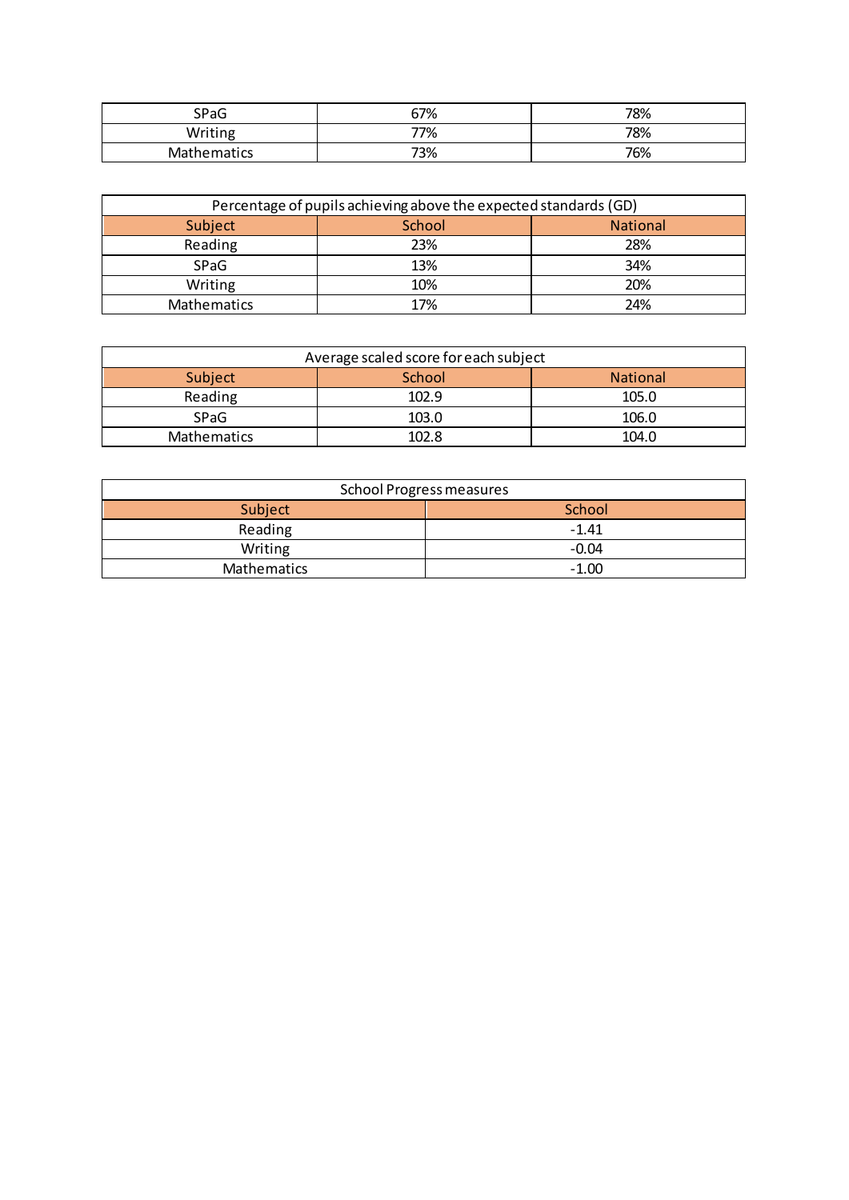| | | |
|---|---|---|
| SPaG | 67% | 78% |
| Writing | 77% | 78% |
| Mathematics | 73% | 76% |

| Percentage of pupils achieving above the expected standards (GD) | | |
|---|---|---|
| Subject | School | National |
| Reading | 23% | 28% |
| SPaG | 13% | 34% |
| Writing | 10% | 20% |
| Mathematics | 17% | 24% |

| Average scaled score for each subject | | |
|---|---|---|
| Subject | School | National |
| Reading | 102.9 | 105.0 |
| SPaG | 103.0 | 106.0 |
| Mathematics | 102.8 | 104.0 |

| School Progress measures | |
|---|---|
| Subject | School |
| Reading | -1.41 |
| Writing | -0.04 |
| Mathematics | -1.00 |